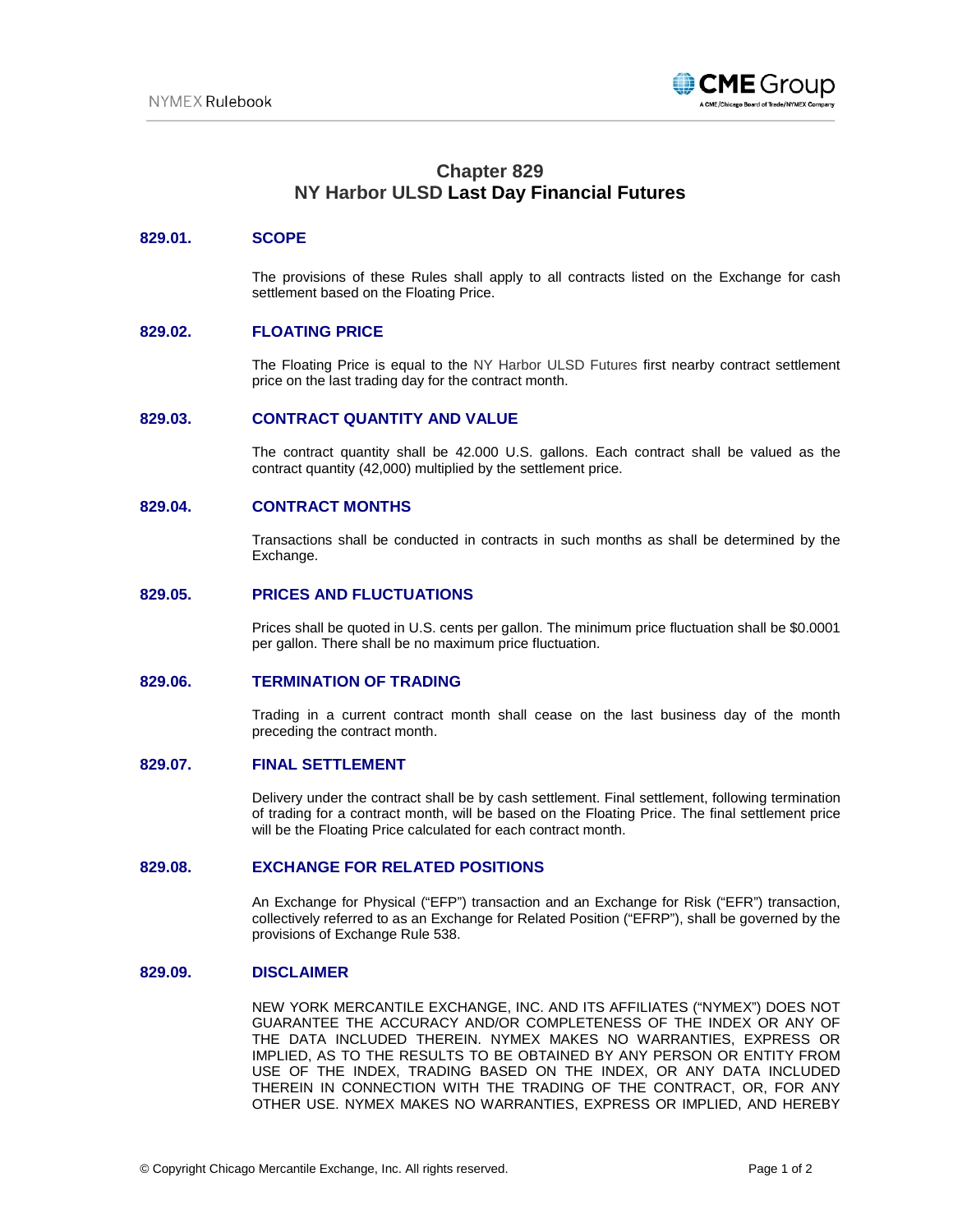# Chapter 829
# NY Harbor ULSD Last Day Financial Futures

## 829.01. SCOPE

The provisions of these Rules shall apply to all contracts listed on the Exchange for cash settlement based on the Floating Price.

## 829.02. FLOATING PRICE

The Floating Price is equal to the NY Harbor ULSD Futures first nearby contract settlement price on the last trading day for the contract month.

## 829.03. CONTRACT QUANTITY AND VALUE

The contract quantity shall be 42.000 U.S. gallons. Each contract shall be valued as the contract quantity (42,000) multiplied by the settlement price.

## 829.04. CONTRACT MONTHS

Transactions shall be conducted in contracts in such months as shall be determined by the Exchange.

## 829.05. PRICES AND FLUCTUATIONS

Prices shall be quoted in U.S. cents per gallon. The minimum price fluctuation shall be $0.0001 per gallon. There shall be no maximum price fluctuation.

## 829.06. TERMINATION OF TRADING

Trading in a current contract month shall cease on the last business day of the month preceding the contract month.

## 829.07. FINAL SETTLEMENT

Delivery under the contract shall be by cash settlement. Final settlement, following termination of trading for a contract month, will be based on the Floating Price. The final settlement price will be the Floating Price calculated for each contract month.

## 829.08. EXCHANGE FOR RELATED POSITIONS

An Exchange for Physical ("EFP") transaction and an Exchange for Risk ("EFR") transaction, collectively referred to as an Exchange for Related Position ("EFRP"), shall be governed by the provisions of Exchange Rule 538.

## 829.09. DISCLAIMER

NEW YORK MERCANTILE EXCHANGE, INC. AND ITS AFFILIATES ("NYMEX") DOES NOT GUARANTEE THE ACCURACY AND/OR COMPLETENESS OF THE INDEX OR ANY OF THE DATA INCLUDED THEREIN. NYMEX MAKES NO WARRANTIES, EXPRESS OR IMPLIED, AS TO THE RESULTS TO BE OBTAINED BY ANY PERSON OR ENTITY FROM USE OF THE INDEX, TRADING BASED ON THE INDEX, OR ANY DATA INCLUDED THEREIN IN CONNECTION WITH THE TRADING OF THE CONTRACT, OR, FOR ANY OTHER USE. NYMEX MAKES NO WARRANTIES, EXPRESS OR IMPLIED, AND HEREBY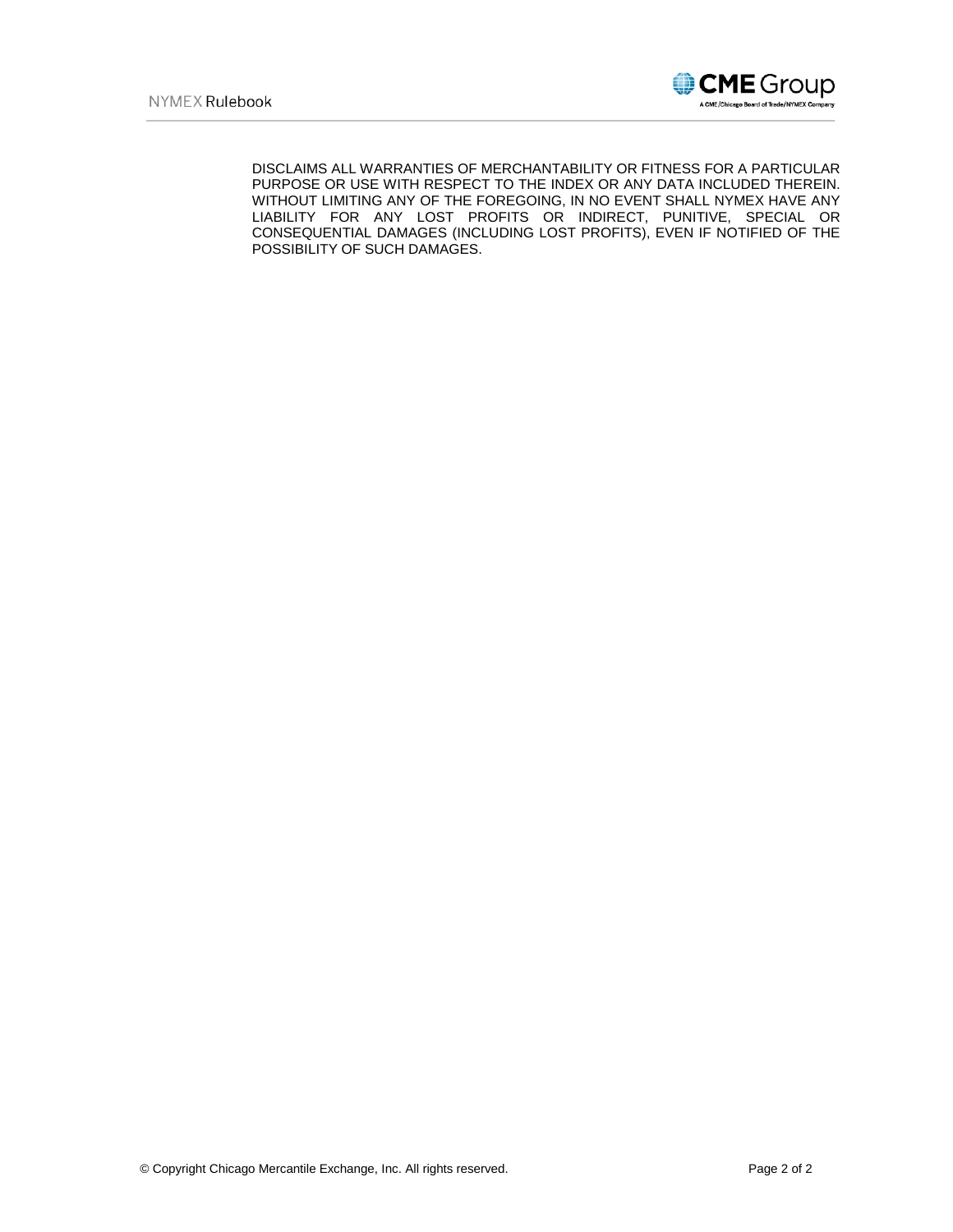DISCLAIMS ALL WARRANTIES OF MERCHANTABILITY OR FITNESS FOR A PARTICULAR PURPOSE OR USE WITH RESPECT TO THE INDEX OR ANY DATA INCLUDED THEREIN. WITHOUT LIMITING ANY OF THE FOREGOING, IN NO EVENT SHALL NYMEX HAVE ANY LIABILITY FOR ANY LOST PROFITS OR INDIRECT, PUNITIVE, SPECIAL OR CONSEQUENTIAL DAMAGES (INCLUDING LOST PROFITS), EVEN IF NOTIFIED OF THE POSSIBILITY OF SUCH DAMAGES.